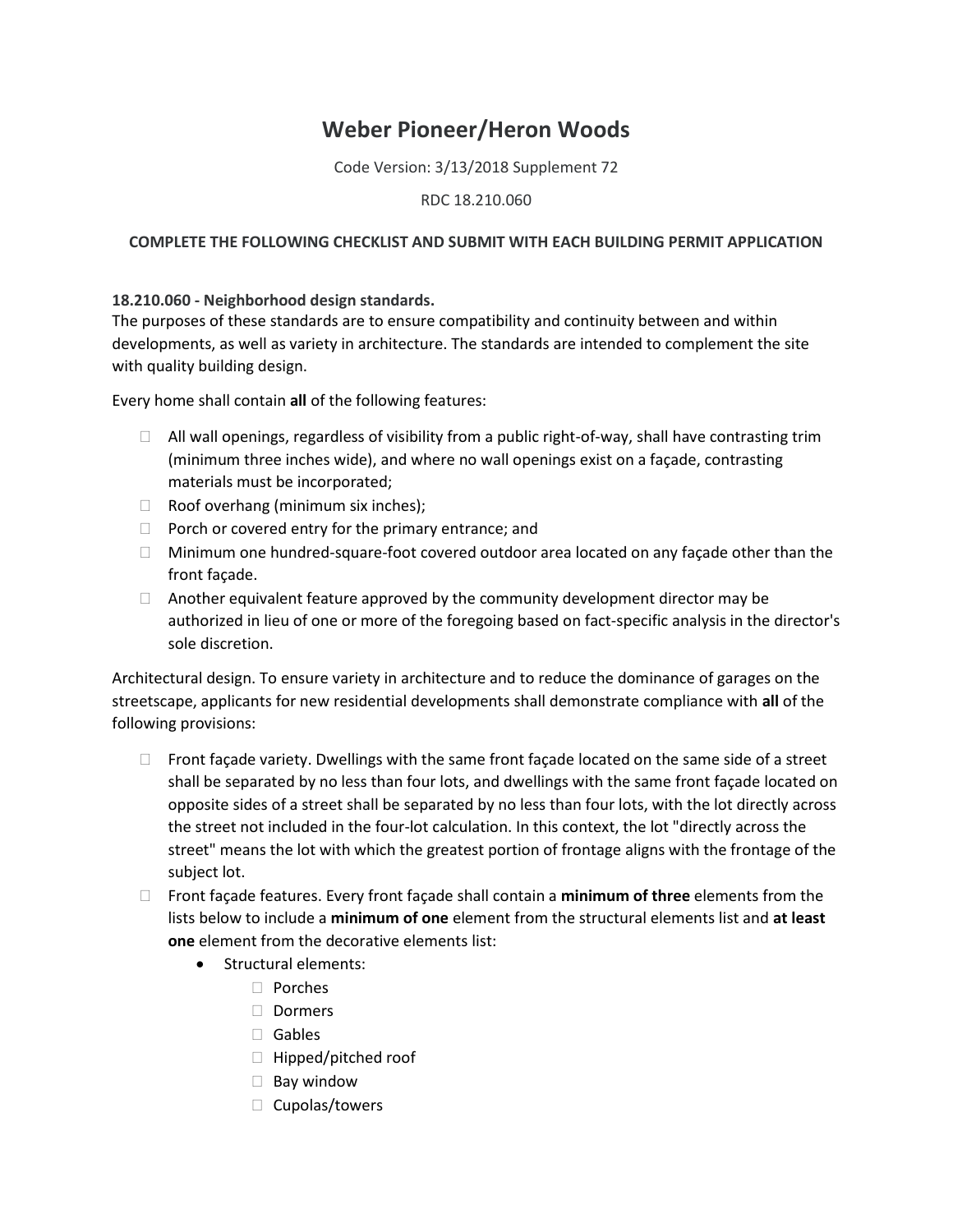# Weber Pioneer/Heron Woods

Code Version: 3/13/2018 Supplement 72

RDC 18.210.060

**COMPLETE THE FOLLOWING CHECKLIST AND SUBMIT WITH EACH BUILDING PERMIT APPLICATION**

**18.210.060 - Neighborhood design standards.**
The purposes of these standards are to ensure compatibility and continuity between and within developments, as well as variety in architecture. The standards are intended to complement the site with quality building design.

Every home shall contain **all** of the following features:

- ☐ All wall openings, regardless of visibility from a public right-of-way, shall have contrasting trim (minimum three inches wide), and where no wall openings exist on a façade, contrasting materials must be incorporated;
- ☐ Roof overhang (minimum six inches);
- ☐ Porch or covered entry for the primary entrance; and
- ☐ Minimum one hundred-square-foot covered outdoor area located on any façade other than the front façade.
- ☐ Another equivalent feature approved by the community development director may be authorized in lieu of one or more of the foregoing based on fact-specific analysis in the director's sole discretion.

Architectural design. To ensure variety in architecture and to reduce the dominance of garages on the streetscape, applicants for new residential developments shall demonstrate compliance with **all** of the following provisions:

- ☐ Front façade variety. Dwellings with the same front façade located on the same side of a street shall be separated by no less than four lots, and dwellings with the same front façade located on opposite sides of a street shall be separated by no less than four lots, with the lot directly across the street not included in the four-lot calculation. In this context, the lot "directly across the street" means the lot with which the greatest portion of frontage aligns with the frontage of the subject lot.
- ☐ Front façade features. Every front façade shall contain a **minimum of three** elements from the lists below to include a **minimum of one** element from the structural elements list and **at least one** element from the decorative elements list:
  - Structural elements:
    - ☐ Porches
    - ☐ Dormers
    - ☐ Gables
    - ☐ Hipped/pitched roof
    - ☐ Bay window
    - ☐ Cupolas/towers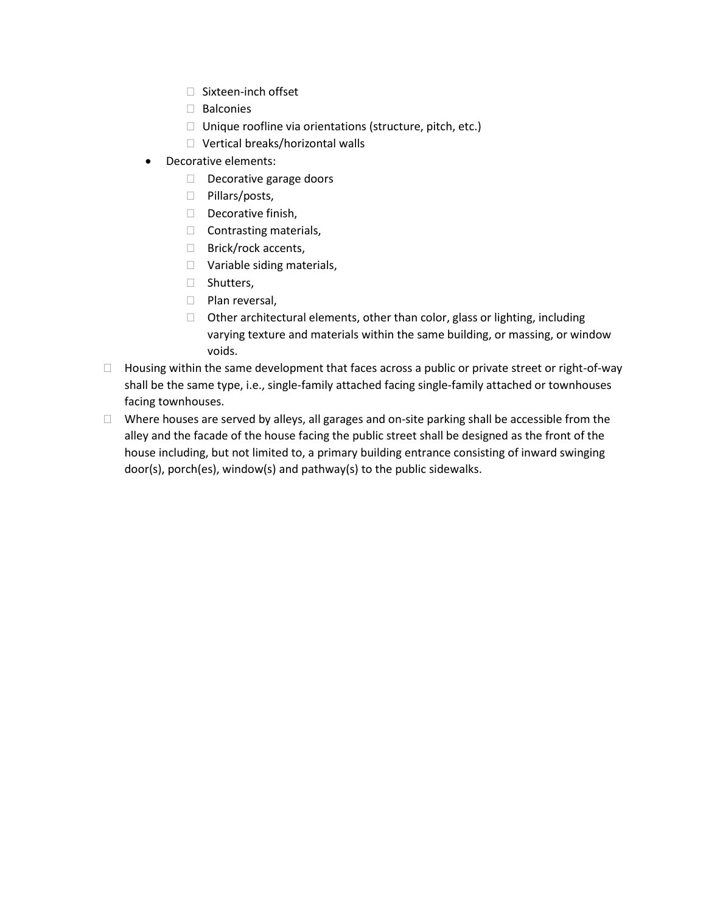- Sixteen-inch offset
    - Balconies
    - Unique roofline via orientations (structure, pitch, etc.)
    - Vertical breaks/horizontal walls
  - Decorative elements:
    - Decorative garage doors
    - Pillars/posts,
    - Decorative finish,
    - Contrasting materials,
    - Brick/rock accents,
    - Variable siding materials,
    - Shutters,
    - Plan reversal,
    - Other architectural elements, other than color, glass or lighting, including varying texture and materials within the same building, or massing, or window voids.
- Housing within the same development that faces across a public or private street or right-of-way shall be the same type, i.e., single-family attached facing single-family attached or townhouses facing townhouses.
- Where houses are served by alleys, all garages and on-site parking shall be accessible from the alley and the facade of the house facing the public street shall be designed as the front of the house including, but not limited to, a primary building entrance consisting of inward swinging door(s), porch(es), window(s) and pathway(s) to the public sidewalks.